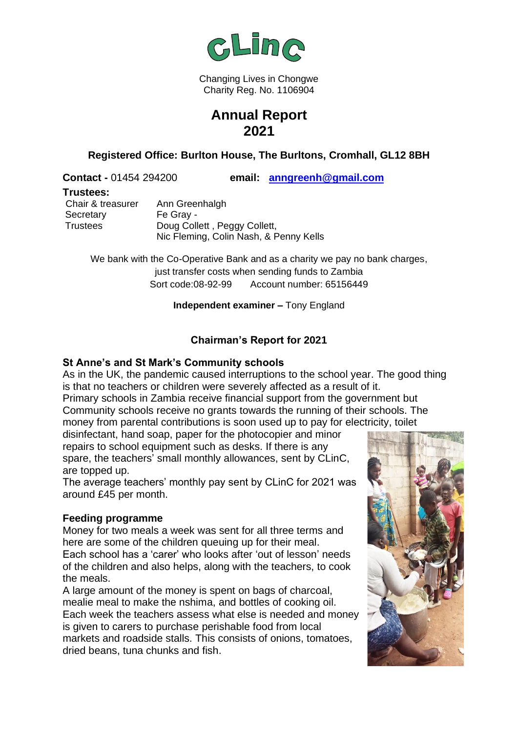CLinC

Changing Lives in Chongwe
Charity Reg. No. 1106904

# Annual Report 2021

**Registered Office: Burlton House, The Burltons, Cromhall, GL12 8BH**

**Contact -** 01454 294200 **email: anngreenh@gmail.com**

**Trustees:**

| | |
|---|---|
| Chair & treasurer | Ann Greenhalgh |
| Secretary | Fe Gray - |
| Trustees | Doug Collett , Peggy Collett, Nic Fleming, Colin Nash, & Penny Kells |

We bank with the Co-Operative Bank and as a charity we pay no bank charges, just transfer costs when sending funds to Zambia
Sort code:08-92-99 Account number: 65156449

**Independent examiner –** Tony England

## Chairman's Report for 2021

### St Anne's and St Mark's Community schools

As in the UK, the pandemic caused interruptions to the school year. The good thing is that no teachers or children were severely affected as a result of it.
Primary schools in Zambia receive financial support from the government but Community schools receive no grants towards the running of their schools. The money from parental contributions is soon used up to pay for electricity, toilet disinfectant, hand soap, paper for the photocopier and minor repairs to school equipment such as desks. If there is any spare, the teachers' small monthly allowances, sent by CLinC, are topped up.
The average teachers' monthly pay sent by CLinC for 2021 was around £45 per month.

### Feeding programme

Money for two meals a week was sent for all three terms and here are some of the children queuing up for their meal.
Each school has a 'carer' who looks after 'out of lesson' needs of the children and also helps, along with the teachers, to cook the meals.
A large amount of the money is spent on bags of charcoal, mealie meal to make the nshima, and bottles of cooking oil. Each week the teachers assess what else is needed and money is given to carers to purchase perishable food from local markets and roadside stalls. This consists of onions, tomatoes, dried beans, tuna chunks and fish.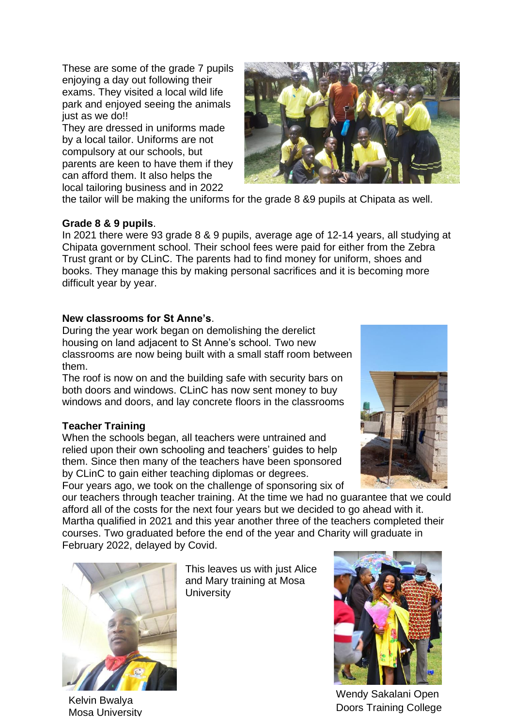These are some of the grade 7 pupils enjoying a day out following their exams. They visited a local wild life park and enjoyed seeing the animals just as we do!!

They are dressed in uniforms made by a local tailor. Uniforms are not compulsory at our schools, but parents are keen to have them if they can afford them. It also helps the local tailoring business and in 2022 the tailor will be making the uniforms for the grade 8 &9 pupils at Chipata as well.

**Grade 8 & 9 pupils**.

In 2021 there were 93 grade 8 & 9 pupils, average age of 12-14 years, all studying at Chipata government school. Their school fees were paid for either from the Zebra Trust grant or by CLinC. The parents had to find money for uniform, shoes and books. They manage this by making personal sacrifices and it is becoming more difficult year by year.

**New classrooms for St Anne's**.

During the year work began on demolishing the derelict housing on land adjacent to St Anne's school. Two new classrooms are now being built with a small staff room between them.

The roof is now on and the building safe with security bars on both doors and windows. CLinC has now sent money to buy windows and doors, and lay concrete floors in the classrooms

**Teacher Training**

When the schools began, all teachers were untrained and relied upon their own schooling and teachers' guides to help them. Since then many of the teachers have been sponsored by CLinC to gain either teaching diplomas or degrees.

Four years ago, we took on the challenge of sponsoring six of our teachers through teacher training. At the time we had no guarantee that we could afford all of the costs for the next four years but we decided to go ahead with it. Martha qualified in 2021 and this year another three of the teachers completed their courses. Two graduated before the end of the year and Charity will graduate in February 2022, delayed by Covid.

This leaves us with just Alice and Mary training at Mosa University

Kelvin Bwalya Mosa University

Wendy Sakalani Open Doors Training College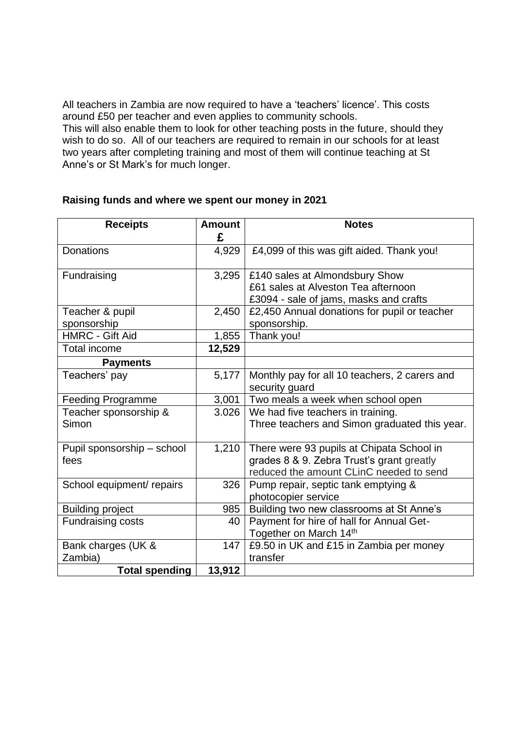All teachers in Zambia are now required to have a 'teachers' licence'. This costs around £50 per teacher and even applies to community schools.
This will also enable them to look for other teaching posts in the future, should they wish to do so. All of our teachers are required to remain in our schools for at least two years after completing training and most of them will continue teaching at St Anne's or St Mark's for much longer.

**Raising funds and where we spent our money in 2021**

| Receipts | Amount £ | Notes |
| --- | --- | --- |
| Donations | 4,929 | £4,099 of this was gift aided. Thank you! |
| Fundraising | 3,295 | £140 sales at Almondsbury Show<br>£61 sales at Alveston Tea afternoon<br>£3094 - sale of jams, masks and crafts |
| Teacher & pupil sponsorship | 2,450 | £2,450 Annual donations for pupil or teacher sponsorship. |
| HMRC - Gift Aid | 1,855 | Thank you! |
| Total income | **12,529** | |
| **Payments** | | |
| Teachers' pay | 5,177 | Monthly pay for all 10 teachers, 2 carers and security guard |
| Feeding Programme | 3,001 | Two meals a week when school open |
| Teacher sponsorship & Simon | 3.026 | We had five teachers in training.<br>Three teachers and Simon graduated this year. |
| Pupil sponsorship – school fees | 1,210 | There were 93 pupils at Chipata School in grades 8 & 9. Zebra Trust's grant greatly reduced the amount CLinC needed to send |
| School equipment/ repairs | 326 | Pump repair, septic tank emptying & photocopier service |
| Building project | 985 | Building two new classrooms at St Anne's |
| Fundraising costs | 40 | Payment for hire of hall for Annual Get-Together on March 14th |
| Bank charges (UK & Zambia) | 147 | £9.50 in UK and £15 in Zambia per money transfer |
| **Total spending** | **13,912** | |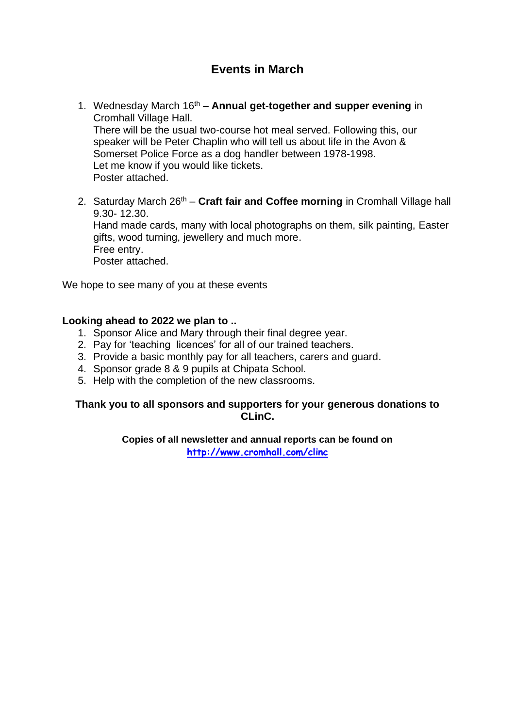## Events in March

1. Wednesday March 16th – **Annual get-together and supper evening** in Cromhall Village Hall.
   There will be the usual two-course hot meal served. Following this, our speaker will be Peter Chaplin who will tell us about life in the Avon & Somerset Police Force as a dog handler between 1978-1998.
   Let me know if you would like tickets.
   Poster attached.

2. Saturday March 26th – **Craft fair and Coffee morning** in Cromhall Village hall 9.30- 12.30.
   Hand made cards, many with local photographs on them, silk painting, Easter gifts, wood turning, jewellery and much more.
   Free entry.
   Poster attached.

We hope to see many of you at these events

**Looking ahead to 2022 we plan to ..**

1. Sponsor Alice and Mary through their final degree year.
2. Pay for 'teaching licences' for all of our trained teachers.
3. Provide a basic monthly pay for all teachers, carers and guard.
4. Sponsor grade 8 & 9 pupils at Chipata School.
5. Help with the completion of the new classrooms.

**Thank you to all sponsors and supporters for your generous donations to CLinC.**

**Copies of all newsletter and annual reports can be found on**
**http://www.cromhall.com/clinc**